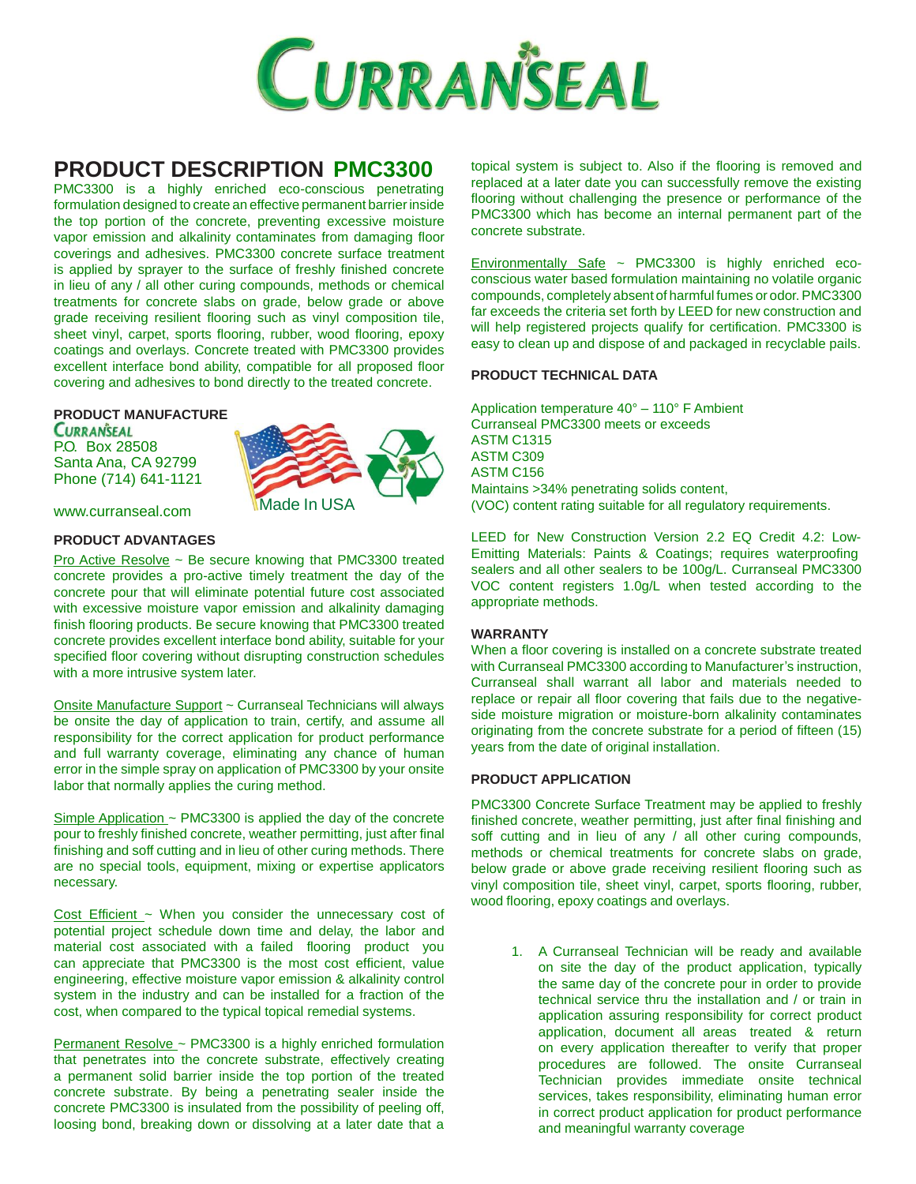# CURRANSEAL

## PRODUCT DESCRIPTION PMC3300

PMC3300 is a highly enriched eco-conscious penetrating formulation designed to create an effective permanent barrier inside the top portion of the concrete, preventing excessive moisture vapor emission and alkalinity contaminates from damaging floor coverings and adhesives. PMC3300 concrete surface treatment is applied by sprayer to the surface of freshly finished concrete in lieu of any / all other curing compounds, methods or chemical treatments for concrete slabs on grade, below grade or above grade receiving resilient flooring such as vinyl composition tile, sheet vinyl, carpet, sports flooring, rubber, wood flooring, epoxy coatings and overlays. Concrete treated with PMC3300 provides excellent interface bond ability, compatible for all proposed floor covering and adhesives to bond directly to the treated concrete.

### PRODUCT MANUFACTURE

CURRANSEAL
P.O. Box 28508
Santa Ana, CA 92799
Phone (714) 641-1121

Made In USA

www.curranseal.com

### PRODUCT ADVANTAGES

Pro Active Resolve ~ Be secure knowing that PMC3300 treated concrete provides a pro-active timely treatment the day of the concrete pour that will eliminate potential future cost associated with excessive moisture vapor emission and alkalinity damaging finish flooring products. Be secure knowing that PMC3300 treated concrete provides excellent interface bond ability, suitable for your specified floor covering without disrupting construction schedules with a more intrusive system later.

Onsite Manufacture Support ~ Curranseal Technicians will always be onsite the day of application to train, certify, and assume all responsibility for the correct application for product performance and full warranty coverage, eliminating any chance of human error in the simple spray on application of PMC3300 by your onsite labor that normally applies the curing method.

Simple Application ~ PMC3300 is applied the day of the concrete pour to freshly finished concrete, weather permitting, just after final finishing and soff cutting and in lieu of other curing methods. There are no special tools, equipment, mixing or expertise applicators necessary.

Cost Efficient ~ When you consider the unnecessary cost of potential project schedule down time and delay, the labor and material cost associated with a failed flooring product you can appreciate that PMC3300 is the most cost efficient, value engineering, effective moisture vapor emission & alkalinity control system in the industry and can be installed for a fraction of the cost, when compared to the typical topical remedial systems.

Permanent Resolve ~ PMC3300 is a highly enriched formulation that penetrates into the concrete substrate, effectively creating a permanent solid barrier inside the top portion of the treated concrete substrate. By being a penetrating sealer inside the concrete PMC3300 is insulated from the possibility of peeling off, loosing bond, breaking down or dissolving at a later date that a topical system is subject to. Also if the flooring is removed and replaced at a later date you can successfully remove the existing flooring without challenging the presence or performance of the PMC3300 which has become an internal permanent part of the concrete substrate.

Environmentally Safe ~ PMC3300 is highly enriched eco-conscious water based formulation maintaining no volatile organic compounds, completely absent of harmful fumes or odor. PMC3300 far exceeds the criteria set forth by LEED for new construction and will help registered projects qualify for certification. PMC3300 is easy to clean up and dispose of and packaged in recyclable pails.

### PRODUCT TECHNICAL DATA

Application temperature 40° – 110° F Ambient
Curranseal PMC3300 meets or exceeds
ASTM C1315
ASTM C309
ASTM C156
Maintains >34% penetrating solids content,
(VOC) content rating suitable for all regulatory requirements.

LEED for New Construction Version 2.2 EQ Credit 4.2: Low-Emitting Materials: Paints & Coatings; requires waterproofing sealers and all other sealers to be 100g/L. Curranseal PMC3300 VOC content registers 1.0g/L when tested according to the appropriate methods.

### WARRANTY

When a floor covering is installed on a concrete substrate treated with Curranseal PMC3300 according to Manufacturer's instruction, Curranseal shall warrant all labor and materials needed to replace or repair all floor covering that fails due to the negative-side moisture migration or moisture-born alkalinity contaminates originating from the concrete substrate for a period of fifteen (15) years from the date of original installation.

### PRODUCT APPLICATION

PMC3300 Concrete Surface Treatment may be applied to freshly finished concrete, weather permitting, just after final finishing and soff cutting and in lieu of any / all other curing compounds, methods or chemical treatments for concrete slabs on grade, below grade or above grade receiving resilient flooring such as vinyl composition tile, sheet vinyl, carpet, sports flooring, rubber, wood flooring, epoxy coatings and overlays.

1. A Curranseal Technician will be ready and available on site the day of the product application, typically the same day of the concrete pour in order to provide technical service thru the installation and / or train in application assuring responsibility for correct product application, document all areas treated & return on every application thereafter to verify that proper procedures are followed. The onsite Curranseal Technician provides immediate onsite technical services, takes responsibility, eliminating human error in correct product application for product performance and meaningful warranty coverage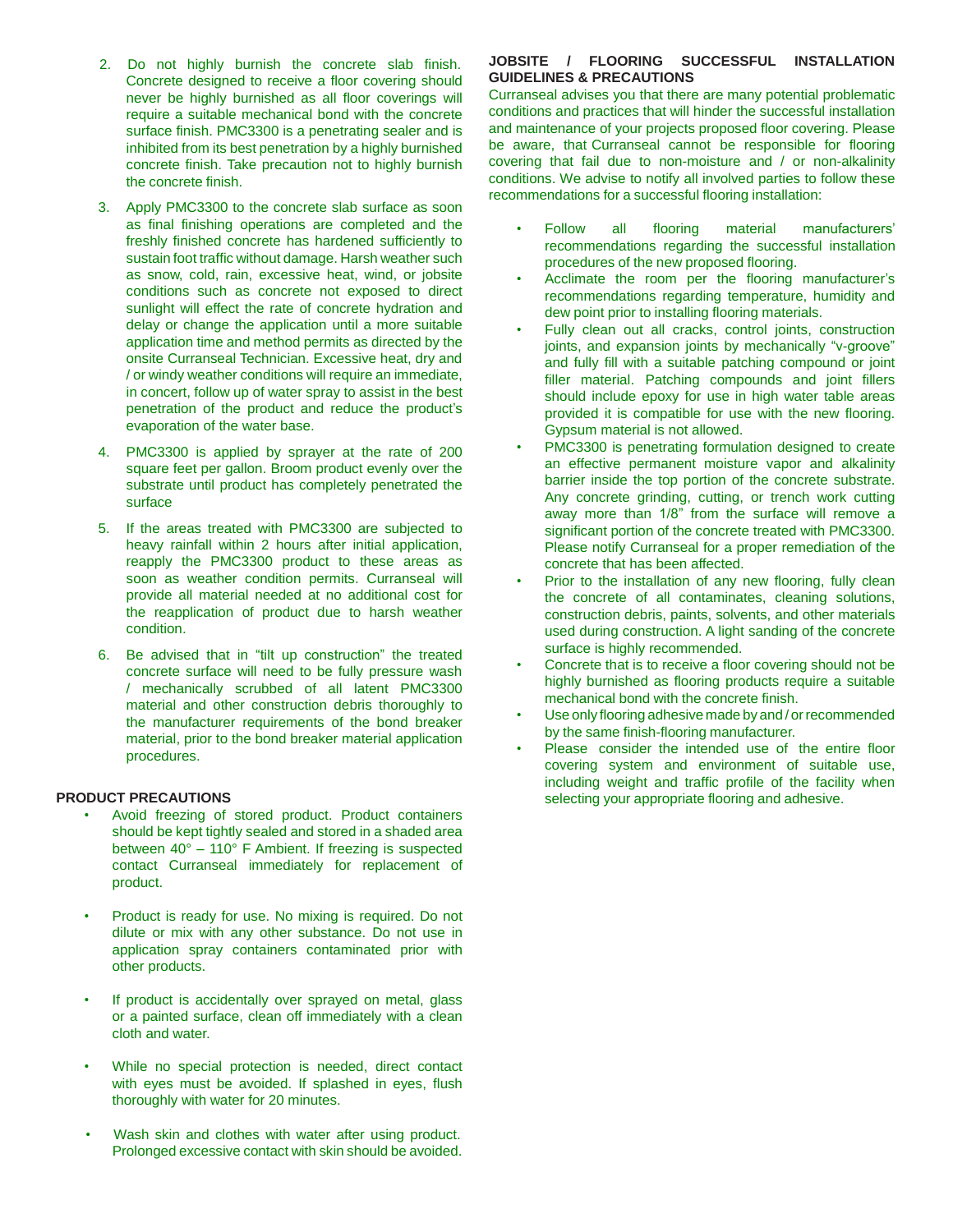2. Do not highly burnish the concrete slab finish. Concrete designed to receive a floor covering should never be highly burnished as all floor coverings will require a suitable mechanical bond with the concrete surface finish. PMC3300 is a penetrating sealer and is inhibited from its best penetration by a highly burnished concrete finish. Take precaution not to highly burnish the concrete finish.

3. Apply PMC3300 to the concrete slab surface as soon as final finishing operations are completed and the freshly finished concrete has hardened sufficiently to sustain foot traffic without damage. Harsh weather such as snow, cold, rain, excessive heat, wind, or jobsite conditions such as concrete not exposed to direct sunlight will effect the rate of concrete hydration and delay or change the application until a more suitable application time and method permits as directed by the onsite Curranseal Technician. Excessive heat, dry and / or windy weather conditions will require an immediate, in concert, follow up of water spray to assist in the best penetration of the product and reduce the product's evaporation of the water base.

4. PMC3300 is applied by sprayer at the rate of 200 square feet per gallon. Broom product evenly over the substrate until product has completely penetrated the surface

5. If the areas treated with PMC3300 are subjected to heavy rainfall within 2 hours after initial application, reapply the PMC3300 product to these areas as soon as weather condition permits. Curranseal will provide all material needed at no additional cost for the reapplication of product due to harsh weather condition.

6. Be advised that in "tilt up construction" the treated concrete surface will need to be fully pressure wash / mechanically scrubbed of all latent PMC3300 material and other construction debris thoroughly to the manufacturer requirements of the bond breaker material, prior to the bond breaker material application procedures.

## PRODUCT PRECAUTIONS

- Avoid freezing of stored product. Product containers should be kept tightly sealed and stored in a shaded area between 40° – 110° F Ambient. If freezing is suspected contact Curranseal immediately for replacement of product.
- Product is ready for use. No mixing is required. Do not dilute or mix with any other substance. Do not use in application spray containers contaminated prior with other products.
- If product is accidentally over sprayed on metal, glass or a painted surface, clean off immediately with a clean cloth and water.
- While no special protection is needed, direct contact with eyes must be avoided. If splashed in eyes, flush thoroughly with water for 20 minutes.
- Wash skin and clothes with water after using product. Prolonged excessive contact with skin should be avoided.

## JOBSITE / FLOORING SUCCESSFUL INSTALLATION GUIDELINES & PRECAUTIONS

Curranseal advises you that there are many potential problematic conditions and practices that will hinder the successful installation and maintenance of your projects proposed floor covering. Please be aware, that Curranseal cannot be responsible for flooring covering that fail due to non-moisture and / or non-alkalinity conditions. We advise to notify all involved parties to follow these recommendations for a successful flooring installation:

- Follow all flooring material manufacturers' recommendations regarding the successful installation procedures of the new proposed flooring.
- Acclimate the room per the flooring manufacturer's recommendations regarding temperature, humidity and dew point prior to installing flooring materials.
- Fully clean out all cracks, control joints, construction joints, and expansion joints by mechanically "v-groove" and fully fill with a suitable patching compound or joint filler material. Patching compounds and joint fillers should include epoxy for use in high water table areas provided it is compatible for use with the new flooring. Gypsum material is not allowed.
- PMC3300 is penetrating formulation designed to create an effective permanent moisture vapor and alkalinity barrier inside the top portion of the concrete substrate. Any concrete grinding, cutting, or trench work cutting away more than 1/8" from the surface will remove a significant portion of the concrete treated with PMC3300. Please notify Curranseal for a proper remediation of the concrete that has been affected.
- Prior to the installation of any new flooring, fully clean the concrete of all contaminates, cleaning solutions, construction debris, paints, solvents, and other materials used during construction. A light sanding of the concrete surface is highly recommended.
- Concrete that is to receive a floor covering should not be highly burnished as flooring products require a suitable mechanical bond with the concrete finish.
- Use only flooring adhesive made by and / or recommended by the same finish-flooring manufacturer.
- Please consider the intended use of the entire floor covering system and environment of suitable use, including weight and traffic profile of the facility when selecting your appropriate flooring and adhesive.